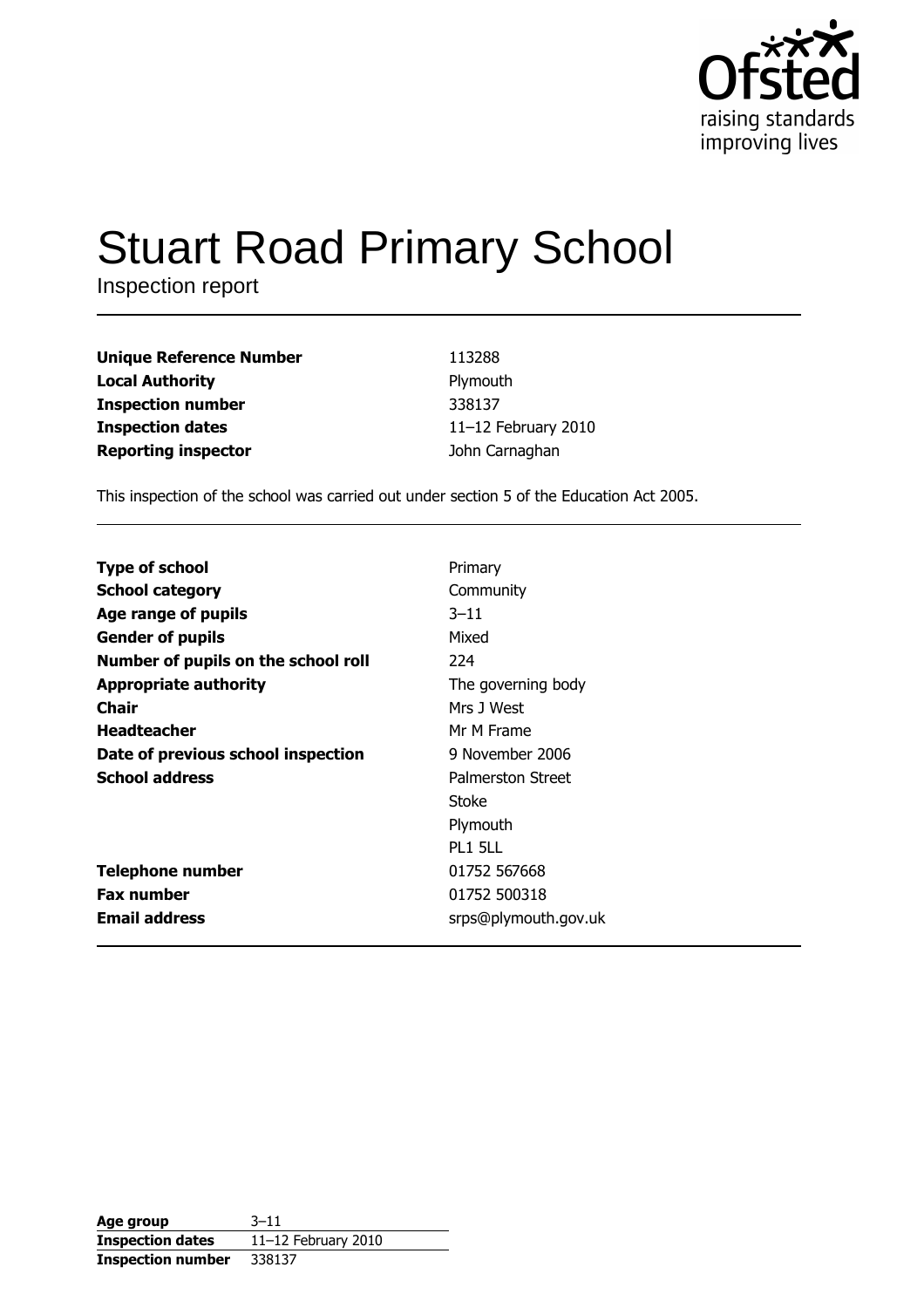# Stuart Road Primary School

Inspection report

| | |
|---|---|
| **Unique Reference Number** | 113288 |
| **Local Authority** | Plymouth |
| **Inspection number** | 338137 |
| **Inspection dates** | 11–12 February 2010 |
| **Reporting inspector** | John Carnaghan |

This inspection of the school was carried out under section 5 of the Education Act 2005.

| | |
|---|---|
| **Type of school** | Primary |
| **School category** | Community |
| **Age range of pupils** | 3–11 |
| **Gender of pupils** | Mixed |
| **Number of pupils on the school roll** | 224 |
| **Appropriate authority** | The governing body |
| **Chair** | Mrs J West |
| **Headteacher** | Mr M Frame |
| **Date of previous school inspection** | 9 November 2006 |
| **School address** | Palmerston Street<br>Stoke<br>Plymouth<br>PL1 5LL |
| **Telephone number** | 01752 567668 |
| **Fax number** | 01752 500318 |
| **Email address** | srps@plymouth.gov.uk |

| | |
|---|---|
| **Age group** | 3–11 |
| **Inspection dates** | 11–12 February 2010 |
| **Inspection number** | 338137 |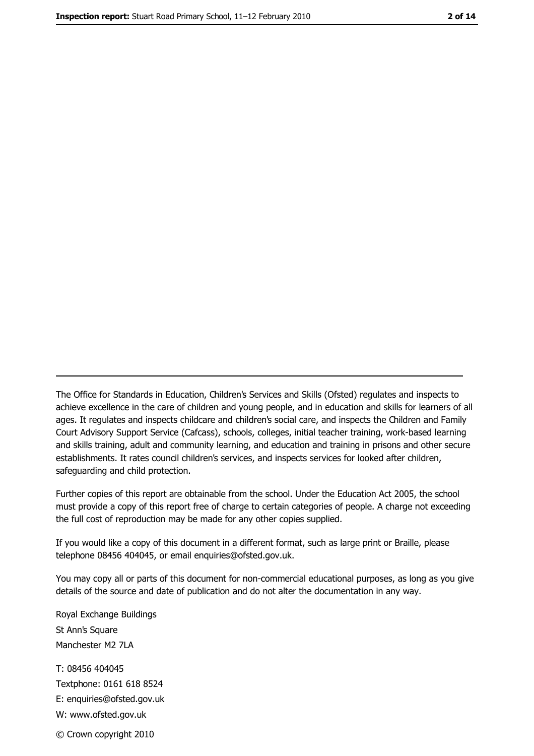The Office for Standards in Education, Children's Services and Skills (Ofsted) regulates and inspects to achieve excellence in the care of children and young people, and in education and skills for learners of all ages. It regulates and inspects childcare and children's social care, and inspects the Children and Family Court Advisory Support Service (Cafcass), schools, colleges, initial teacher training, work-based learning and skills training, adult and community learning, and education and training in prisons and other secure establishments. It rates council children's services, and inspects services for looked after children, safeguarding and child protection.

Further copies of this report are obtainable from the school. Under the Education Act 2005, the school must provide a copy of this report free of charge to certain categories of people. A charge not exceeding the full cost of reproduction may be made for any other copies supplied.

If you would like a copy of this document in a different format, such as large print or Braille, please telephone 08456 404045, or email enquiries@ofsted.gov.uk.

You may copy all or parts of this document for non-commercial educational purposes, as long as you give details of the source and date of publication and do not alter the documentation in any way.

Royal Exchange Buildings
St Ann's Square
Manchester M2 7LA

T: 08456 404045
Textphone: 0161 618 8524
E: enquiries@ofsted.gov.uk
W: www.ofsted.gov.uk

© Crown copyright 2010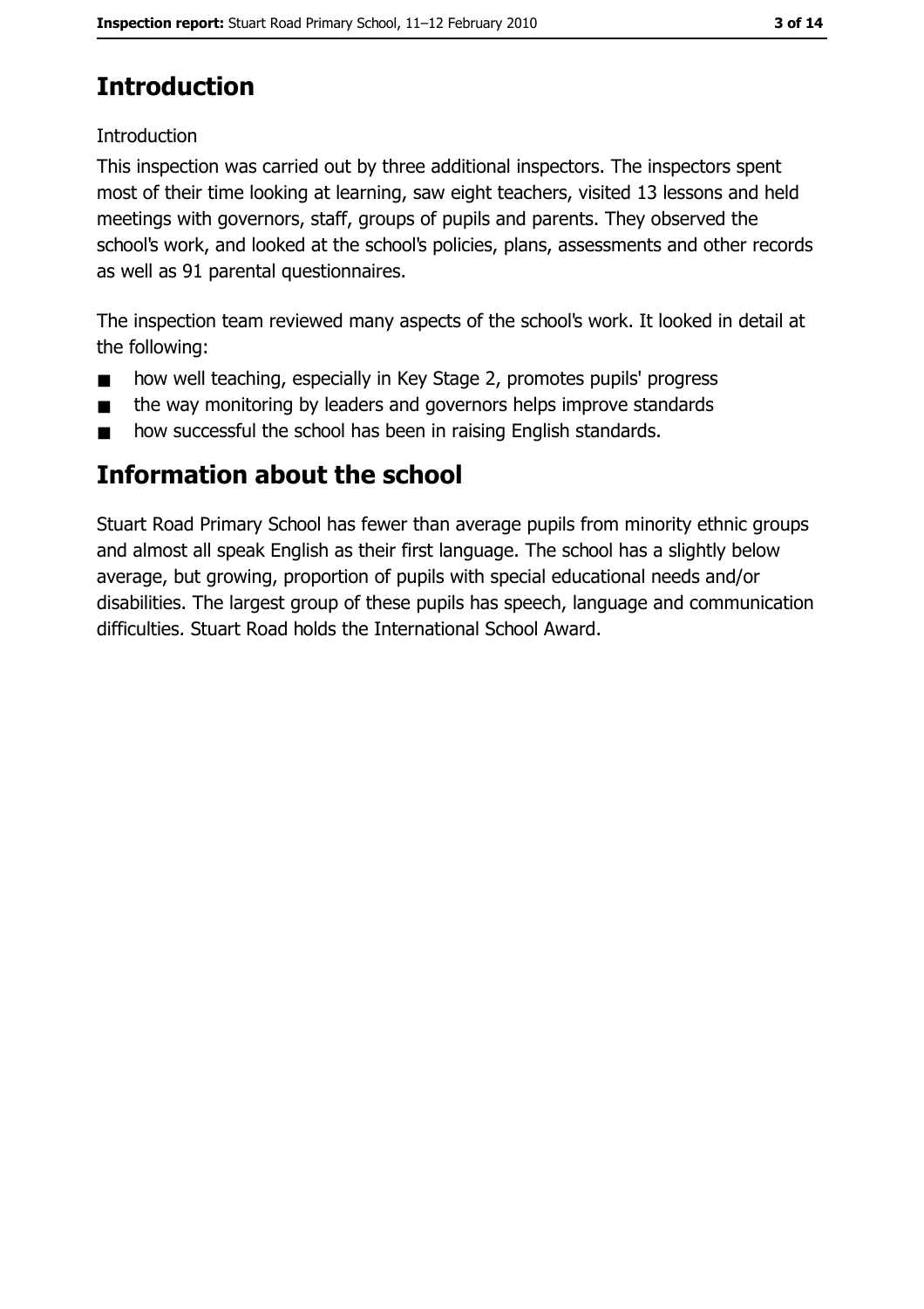# Introduction

Introduction

This inspection was carried out by three additional inspectors. The inspectors spent most of their time looking at learning, saw eight teachers, visited 13 lessons and held meetings with governors, staff, groups of pupils and parents. They observed the school's work, and looked at the school's policies, plans, assessments and other records as well as 91 parental questionnaires.

The inspection team reviewed many aspects of the school's work. It looked in detail at the following:

- how well teaching, especially in Key Stage 2, promotes pupils' progress
- the way monitoring by leaders and governors helps improve standards
- how successful the school has been in raising English standards.

# Information about the school

Stuart Road Primary School has fewer than average pupils from minority ethnic groups and almost all speak English as their first language. The school has a slightly below average, but growing, proportion of pupils with special educational needs and/or disabilities. The largest group of these pupils has speech, language and communication difficulties. Stuart Road holds the International School Award.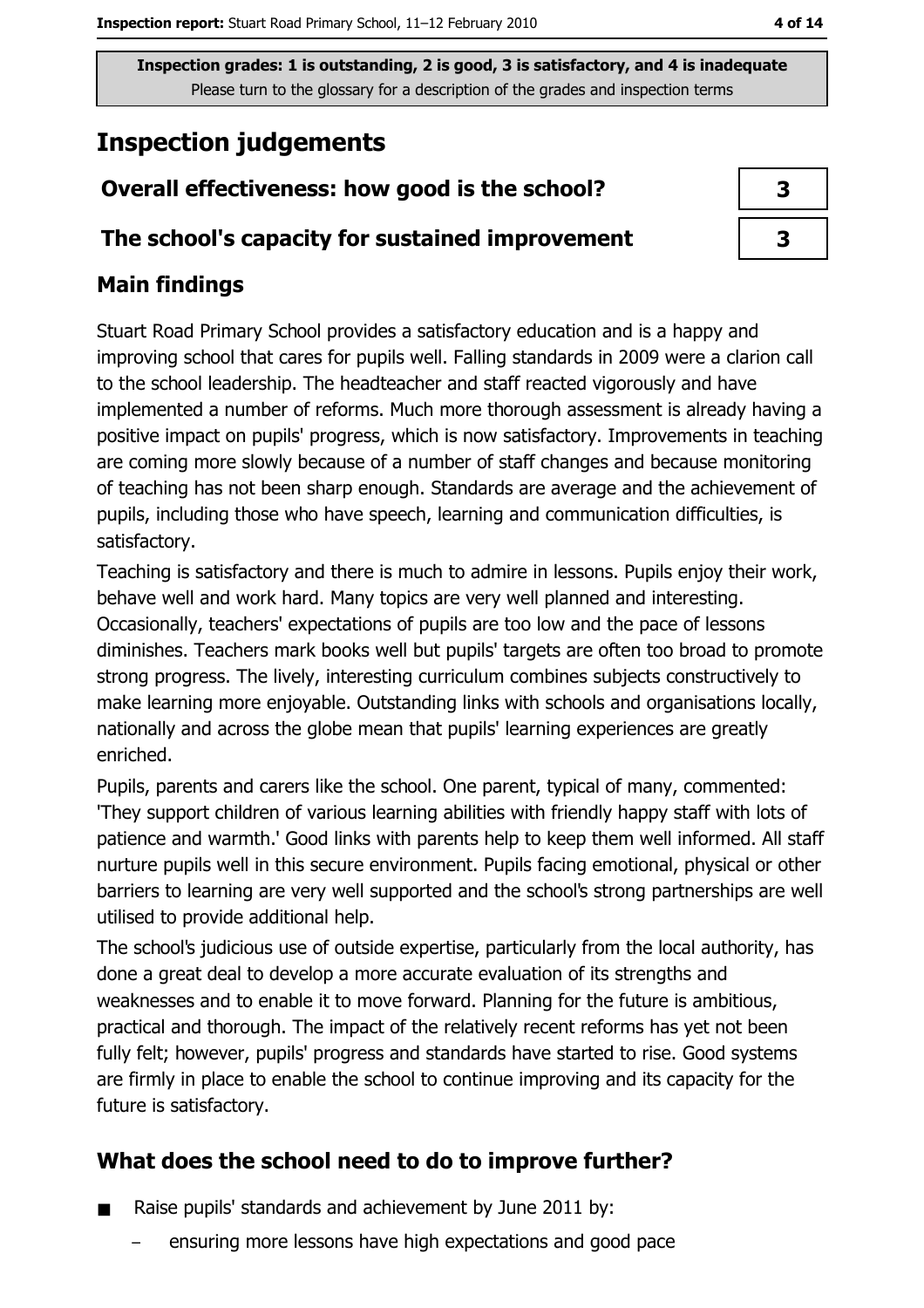**Inspection grades: 1 is outstanding, 2 is good, 3 is satisfactory, and 4 is inadequate**
Please turn to the glossary for a description of the grades and inspection terms

# Inspection judgements

| Overall effectiveness: how good is the school? | 3 |
| --- | --- |
| The school's capacity for sustained improvement | 3 |

## Main findings

Stuart Road Primary School provides a satisfactory education and is a happy and improving school that cares for pupils well. Falling standards in 2009 were a clarion call to the school leadership. The headteacher and staff reacted vigorously and have implemented a number of reforms. Much more thorough assessment is already having a positive impact on pupils' progress, which is now satisfactory. Improvements in teaching are coming more slowly because of a number of staff changes and because monitoring of teaching has not been sharp enough. Standards are average and the achievement of pupils, including those who have speech, learning and communication difficulties, is satisfactory.

Teaching is satisfactory and there is much to admire in lessons. Pupils enjoy their work, behave well and work hard. Many topics are very well planned and interesting. Occasionally, teachers' expectations of pupils are too low and the pace of lessons diminishes. Teachers mark books well but pupils' targets are often too broad to promote strong progress. The lively, interesting curriculum combines subjects constructively to make learning more enjoyable. Outstanding links with schools and organisations locally, nationally and across the globe mean that pupils' learning experiences are greatly enriched.

Pupils, parents and carers like the school. One parent, typical of many, commented: 'They support children of various learning abilities with friendly happy staff with lots of patience and warmth.' Good links with parents help to keep them well informed. All staff nurture pupils well in this secure environment. Pupils facing emotional, physical or other barriers to learning are very well supported and the school's strong partnerships are well utilised to provide additional help.

The school's judicious use of outside expertise, particularly from the local authority, has done a great deal to develop a more accurate evaluation of its strengths and weaknesses and to enable it to move forward. Planning for the future is ambitious, practical and thorough. The impact of the relatively recent reforms has yet not been fully felt; however, pupils' progress and standards have started to rise. Good systems are firmly in place to enable the school to continue improving and its capacity for the future is satisfactory.

## What does the school need to do to improve further?

- Raise pupils' standards and achievement by June 2011 by:
  - ensuring more lessons have high expectations and good pace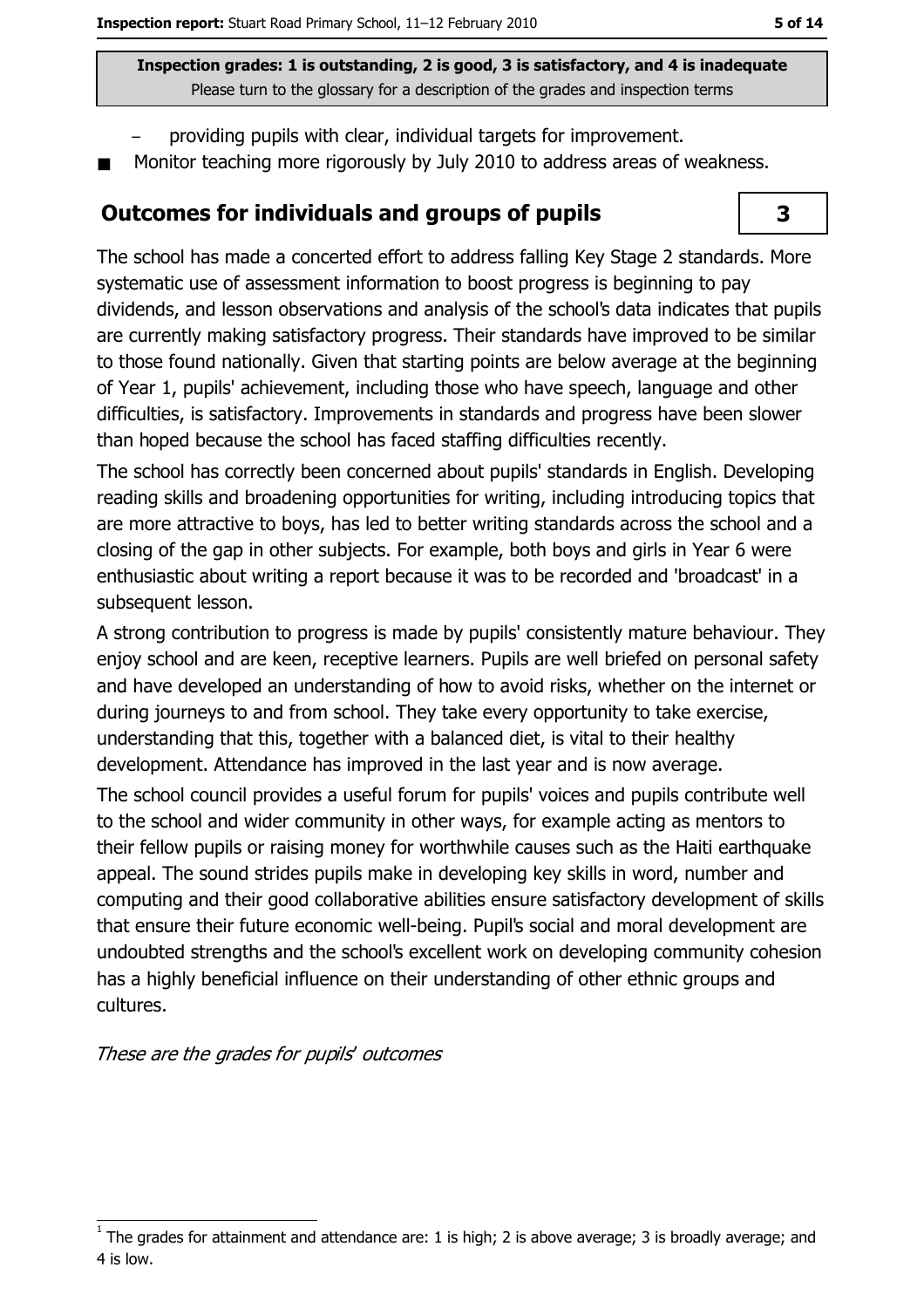Inspection grades: 1 is outstanding, 2 is good, 3 is satisfactory, and 4 is inadequate
Please turn to the glossary for a description of the grades and inspection terms

- providing pupils with clear, individual targets for improvement.
- Monitor teaching more rigorously by July 2010 to address areas of weakness.

## Outcomes for individuals and groups of pupils

**3**

The school has made a concerted effort to address falling Key Stage 2 standards. More systematic use of assessment information to boost progress is beginning to pay dividends, and lesson observations and analysis of the school's data indicates that pupils are currently making satisfactory progress. Their standards have improved to be similar to those found nationally. Given that starting points are below average at the beginning of Year 1, pupils' achievement, including those who have speech, language and other difficulties, is satisfactory. Improvements in standards and progress have been slower than hoped because the school has faced staffing difficulties recently.

The school has correctly been concerned about pupils' standards in English. Developing reading skills and broadening opportunities for writing, including introducing topics that are more attractive to boys, has led to better writing standards across the school and a closing of the gap in other subjects. For example, both boys and girls in Year 6 were enthusiastic about writing a report because it was to be recorded and 'broadcast' in a subsequent lesson.

A strong contribution to progress is made by pupils' consistently mature behaviour. They enjoy school and are keen, receptive learners. Pupils are well briefed on personal safety and have developed an understanding of how to avoid risks, whether on the internet or during journeys to and from school. They take every opportunity to take exercise, understanding that this, together with a balanced diet, is vital to their healthy development. Attendance has improved in the last year and is now average.

The school council provides a useful forum for pupils' voices and pupils contribute well to the school and wider community in other ways, for example acting as mentors to their fellow pupils or raising money for worthwhile causes such as the Haiti earthquake appeal. The sound strides pupils make in developing key skills in word, number and computing and their good collaborative abilities ensure satisfactory development of skills that ensure their future economic well-being. Pupil's social and moral development are undoubted strengths and the school's excellent work on developing community cohesion has a highly beneficial influence on their understanding of other ethnic groups and cultures.

*These are the grades for pupils' outcomes*

[1] The grades for attainment and attendance are: 1 is high; 2 is above average; 3 is broadly average; and 4 is low.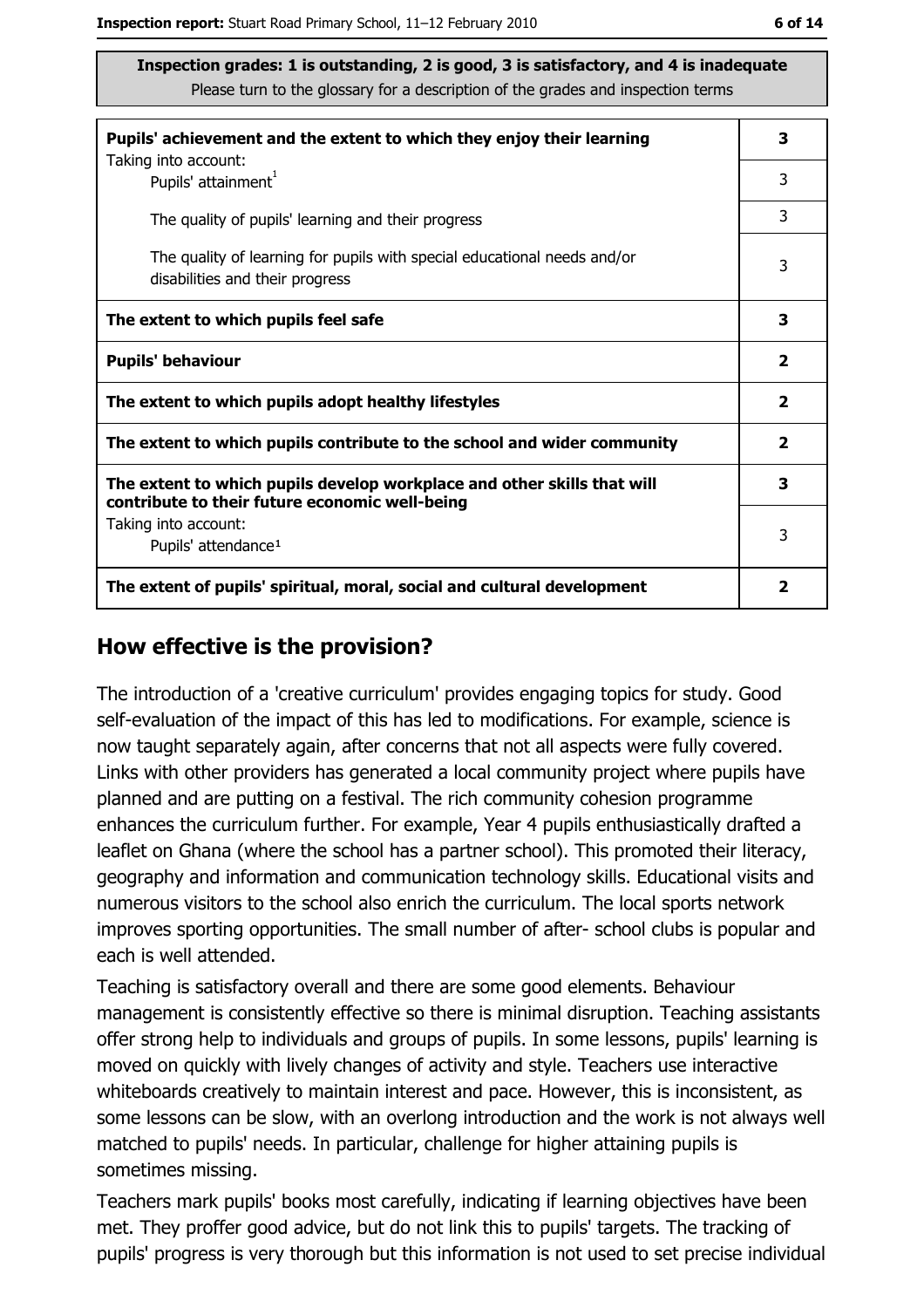**Inspection grades: 1 is outstanding, 2 is good, 3 is satisfactory, and 4 is inadequate**
Please turn to the glossary for a description of the grades and inspection terms

| | |
|---|---|
| **Pupils' achievement and the extent to which they enjoy their learning**<br>Taking into account: | **3** |
| Pupils' attainment[1] | 3 |
| The quality of pupils' learning and their progress | 3 |
| The quality of learning for pupils with special educational needs and/or disabilities and their progress | 3 |
| **The extent to which pupils feel safe** | **3** |
| **Pupils' behaviour** | **2** |
| **The extent to which pupils adopt healthy lifestyles** | **2** |
| **The extent to which pupils contribute to the school and wider community** | **2** |
| **The extent to which pupils develop workplace and other skills that will contribute to their future economic well-being** | **3** |
| Taking into account:<br>Pupils' attendance[1] | 3 |
| **The extent of pupils' spiritual, moral, social and cultural development** | **2** |

## How effective is the provision?

The introduction of a 'creative curriculum' provides engaging topics for study. Good self-evaluation of the impact of this has led to modifications. For example, science is now taught separately again, after concerns that not all aspects were fully covered. Links with other providers has generated a local community project where pupils have planned and are putting on a festival. The rich community cohesion programme enhances the curriculum further. For example, Year 4 pupils enthusiastically drafted a leaflet on Ghana (where the school has a partner school). This promoted their literacy, geography and information and communication technology skills. Educational visits and numerous visitors to the school also enrich the curriculum. The local sports network improves sporting opportunities. The small number of after- school clubs is popular and each is well attended.

Teaching is satisfactory overall and there are some good elements. Behaviour management is consistently effective so there is minimal disruption. Teaching assistants offer strong help to individuals and groups of pupils. In some lessons, pupils' learning is moved on quickly with lively changes of activity and style. Teachers use interactive whiteboards creatively to maintain interest and pace. However, this is inconsistent, as some lessons can be slow, with an overlong introduction and the work is not always well matched to pupils' needs. In particular, challenge for higher attaining pupils is sometimes missing.

Teachers mark pupils' books most carefully, indicating if learning objectives have been met. They proffer good advice, but do not link this to pupils' targets. The tracking of pupils' progress is very thorough but this information is not used to set precise individual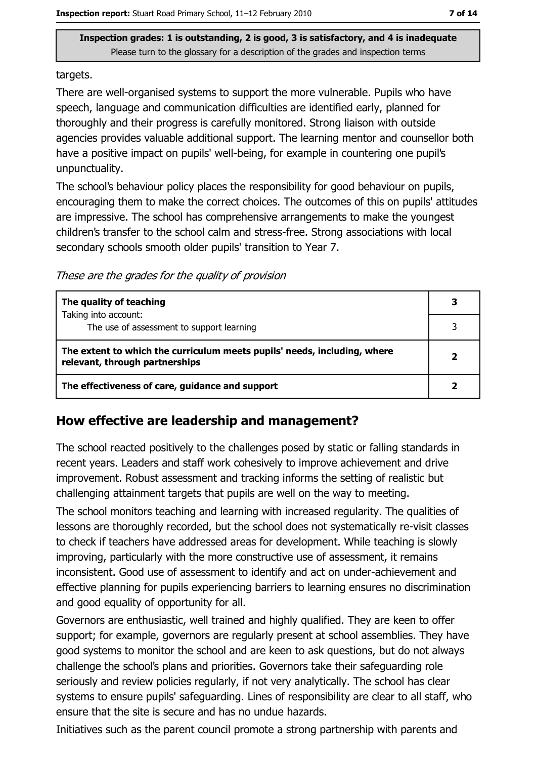targets.

There are well-organised systems to support the more vulnerable. Pupils who have speech, language and communication difficulties are identified early, planned for thoroughly and their progress is carefully monitored. Strong liaison with outside agencies provides valuable additional support. The learning mentor and counsellor both have a positive impact on pupils' well-being, for example in countering one pupil's unpunctuality.

The school's behaviour policy places the responsibility for good behaviour on pupils, encouraging them to make the correct choices. The outcomes of this on pupils' attitudes are impressive. The school has comprehensive arrangements to make the youngest children's transfer to the school calm and stress-free. Strong associations with local secondary schools smooth older pupils' transition to Year 7.

*These are the grades for the quality of provision*

| | |
|---|---|
| **The quality of teaching**<br>Taking into account: | **3** |
| The use of assessment to support learning | 3 |
| **The extent to which the curriculum meets pupils' needs, including, where relevant, through partnerships** | **2** |
| **The effectiveness of care, guidance and support** | **2** |

## How effective are leadership and management?

The school reacted positively to the challenges posed by static or falling standards in recent years. Leaders and staff work cohesively to improve achievement and drive improvement. Robust assessment and tracking informs the setting of realistic but challenging attainment targets that pupils are well on the way to meeting.

The school monitors teaching and learning with increased regularity. The qualities of lessons are thoroughly recorded, but the school does not systematically re-visit classes to check if teachers have addressed areas for development. While teaching is slowly improving, particularly with the more constructive use of assessment, it remains inconsistent. Good use of assessment to identify and act on under-achievement and effective planning for pupils experiencing barriers to learning ensures no discrimination and good equality of opportunity for all.

Governors are enthusiastic, well trained and highly qualified. They are keen to offer support; for example, governors are regularly present at school assemblies. They have good systems to monitor the school and are keen to ask questions, but do not always challenge the school's plans and priorities. Governors take their safeguarding role seriously and review policies regularly, if not very analytically. The school has clear systems to ensure pupils' safeguarding. Lines of responsibility are clear to all staff, who ensure that the site is secure and has no undue hazards.

Initiatives such as the parent council promote a strong partnership with parents and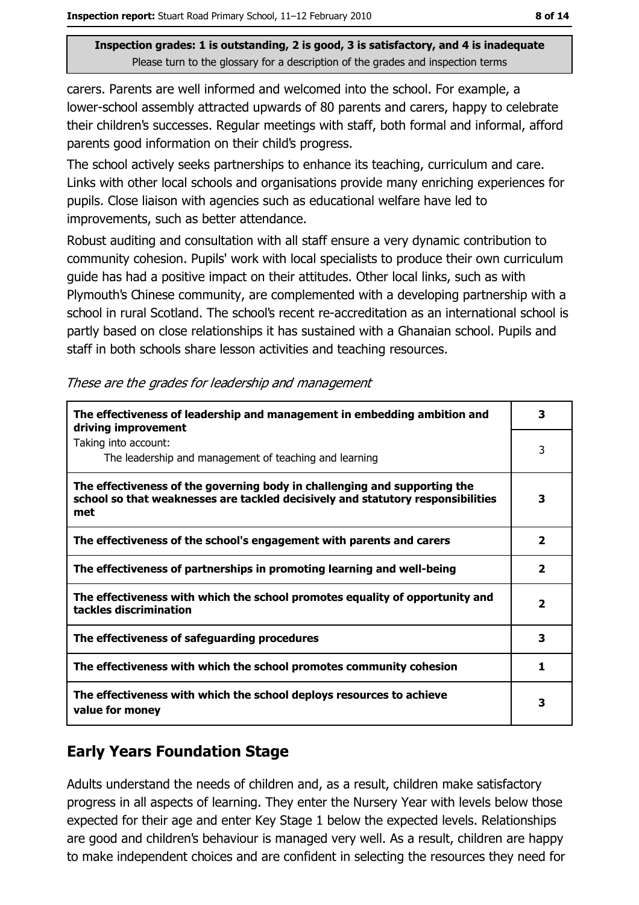carers. Parents are well informed and welcomed into the school. For example, a lower-school assembly attracted upwards of 80 parents and carers, happy to celebrate their children's successes. Regular meetings with staff, both formal and informal, afford parents good information on their child's progress.

The school actively seeks partnerships to enhance its teaching, curriculum and care. Links with other local schools and organisations provide many enriching experiences for pupils. Close liaison with agencies such as educational welfare have led to improvements, such as better attendance.

Robust auditing and consultation with all staff ensure a very dynamic contribution to community cohesion. Pupils' work with local specialists to produce their own curriculum guide has had a positive impact on their attitudes. Other local links, such as with Plymouth's Chinese community, are complemented with a developing partnership with a school in rural Scotland. The school's recent re-accreditation as an international school is partly based on close relationships it has sustained with a Ghanaian school. Pupils and staff in both schools share lesson activities and teaching resources.

*These are the grades for leadership and management*

| | |
|---|---|
| **The effectiveness of leadership and management in embedding ambition and driving improvement** | **3** |
| Taking into account: The leadership and management of teaching and learning | 3 |
| **The effectiveness of the governing body in challenging and supporting the school so that weaknesses are tackled decisively and statutory responsibilities met** | **3** |
| **The effectiveness of the school's engagement with parents and carers** | **2** |
| **The effectiveness of partnerships in promoting learning and well-being** | **2** |
| **The effectiveness with which the school promotes equality of opportunity and tackles discrimination** | **2** |
| **The effectiveness of safeguarding procedures** | **3** |
| **The effectiveness with which the school promotes community cohesion** | **1** |
| **The effectiveness with which the school deploys resources to achieve value for money** | **3** |

## Early Years Foundation Stage

Adults understand the needs of children and, as a result, children make satisfactory progress in all aspects of learning. They enter the Nursery Year with levels below those expected for their age and enter Key Stage 1 below the expected levels. Relationships are good and children's behaviour is managed very well. As a result, children are happy to make independent choices and are confident in selecting the resources they need for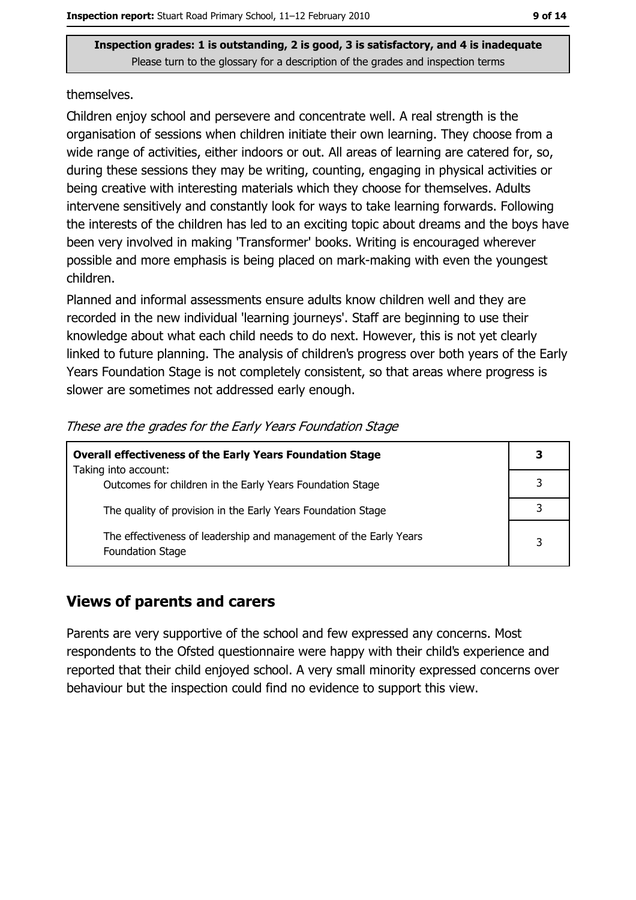**Inspection grades: 1 is outstanding, 2 is good, 3 is satisfactory, and 4 is inadequate**
Please turn to the glossary for a description of the grades and inspection terms

themselves.

Children enjoy school and persevere and concentrate well. A real strength is the organisation of sessions when children initiate their own learning. They choose from a wide range of activities, either indoors or out. All areas of learning are catered for, so, during these sessions they may be writing, counting, engaging in physical activities or being creative with interesting materials which they choose for themselves. Adults intervene sensitively and constantly look for ways to take learning forwards. Following the interests of the children has led to an exciting topic about dreams and the boys have been very involved in making 'Transformer' books. Writing is encouraged wherever possible and more emphasis is being placed on mark-making with even the youngest children.

Planned and informal assessments ensure adults know children well and they are recorded in the new individual 'learning journeys'. Staff are beginning to use their knowledge about what each child needs to do next. However, this is not yet clearly linked to future planning. The analysis of children's progress over both years of the Early Years Foundation Stage is not completely consistent, so that areas where progress is slower are sometimes not addressed early enough.

*These are the grades for the Early Years Foundation Stage*

| **Overall effectiveness of the Early Years Foundation Stage** Taking into account: | **3** |
|---|---|
| Outcomes for children in the Early Years Foundation Stage | 3 |
| The quality of provision in the Early Years Foundation Stage | 3 |
| The effectiveness of leadership and management of the Early Years Foundation Stage | 3 |

## Views of parents and carers

Parents are very supportive of the school and few expressed any concerns. Most respondents to the Ofsted questionnaire were happy with their child's experience and reported that their child enjoyed school. A very small minority expressed concerns over behaviour but the inspection could find no evidence to support this view.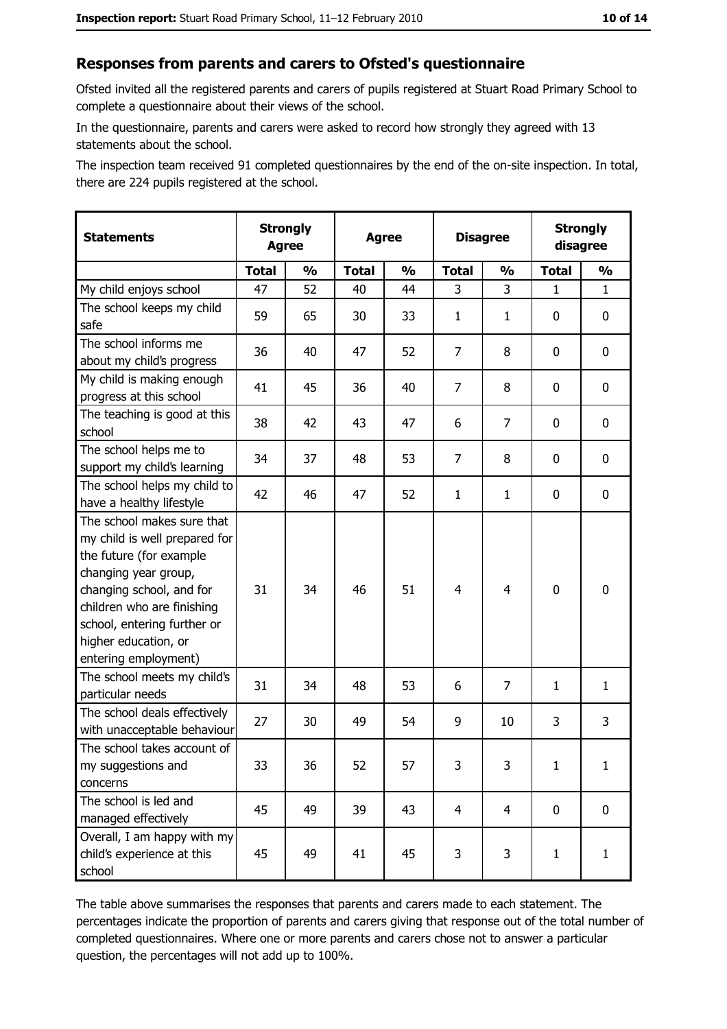## Responses from parents and carers to Ofsted's questionnaire

Ofsted invited all the registered parents and carers of pupils registered at Stuart Road Primary School to complete a questionnaire about their views of the school.

In the questionnaire, parents and carers were asked to record how strongly they agreed with 13 statements about the school.

The inspection team received 91 completed questionnaires by the end of the on-site inspection. In total, there are 224 pupils registered at the school.

| Statements | Strongly Agree | | Agree | | Disagree | | Strongly disagree | |
|---|---|---|---|---|---|---|---|---|
| | Total | % | Total | % | Total | % | Total | % |
| My child enjoys school | 47 | 52 | 40 | 44 | 3 | 3 | 1 | 1 |
| The school keeps my child safe | 59 | 65 | 30 | 33 | 1 | 1 | 0 | 0 |
| The school informs me about my child's progress | 36 | 40 | 47 | 52 | 7 | 8 | 0 | 0 |
| My child is making enough progress at this school | 41 | 45 | 36 | 40 | 7 | 8 | 0 | 0 |
| The teaching is good at this school | 38 | 42 | 43 | 47 | 6 | 7 | 0 | 0 |
| The school helps me to support my child's learning | 34 | 37 | 48 | 53 | 7 | 8 | 0 | 0 |
| The school helps my child to have a healthy lifestyle | 42 | 46 | 47 | 52 | 1 | 1 | 0 | 0 |
| The school makes sure that my child is well prepared for the future (for example changing year group, changing school, and for children who are finishing school, entering further or higher education, or entering employment) | 31 | 34 | 46 | 51 | 4 | 4 | 0 | 0 |
| The school meets my child's particular needs | 31 | 34 | 48 | 53 | 6 | 7 | 1 | 1 |
| The school deals effectively with unacceptable behaviour | 27 | 30 | 49 | 54 | 9 | 10 | 3 | 3 |
| The school takes account of my suggestions and concerns | 33 | 36 | 52 | 57 | 3 | 3 | 1 | 1 |
| The school is led and managed effectively | 45 | 49 | 39 | 43 | 4 | 4 | 0 | 0 |
| Overall, I am happy with my child's experience at this school | 45 | 49 | 41 | 45 | 3 | 3 | 1 | 1 |

The table above summarises the responses that parents and carers made to each statement. The percentages indicate the proportion of parents and carers giving that response out of the total number of completed questionnaires. Where one or more parents and carers chose not to answer a particular question, the percentages will not add up to 100%.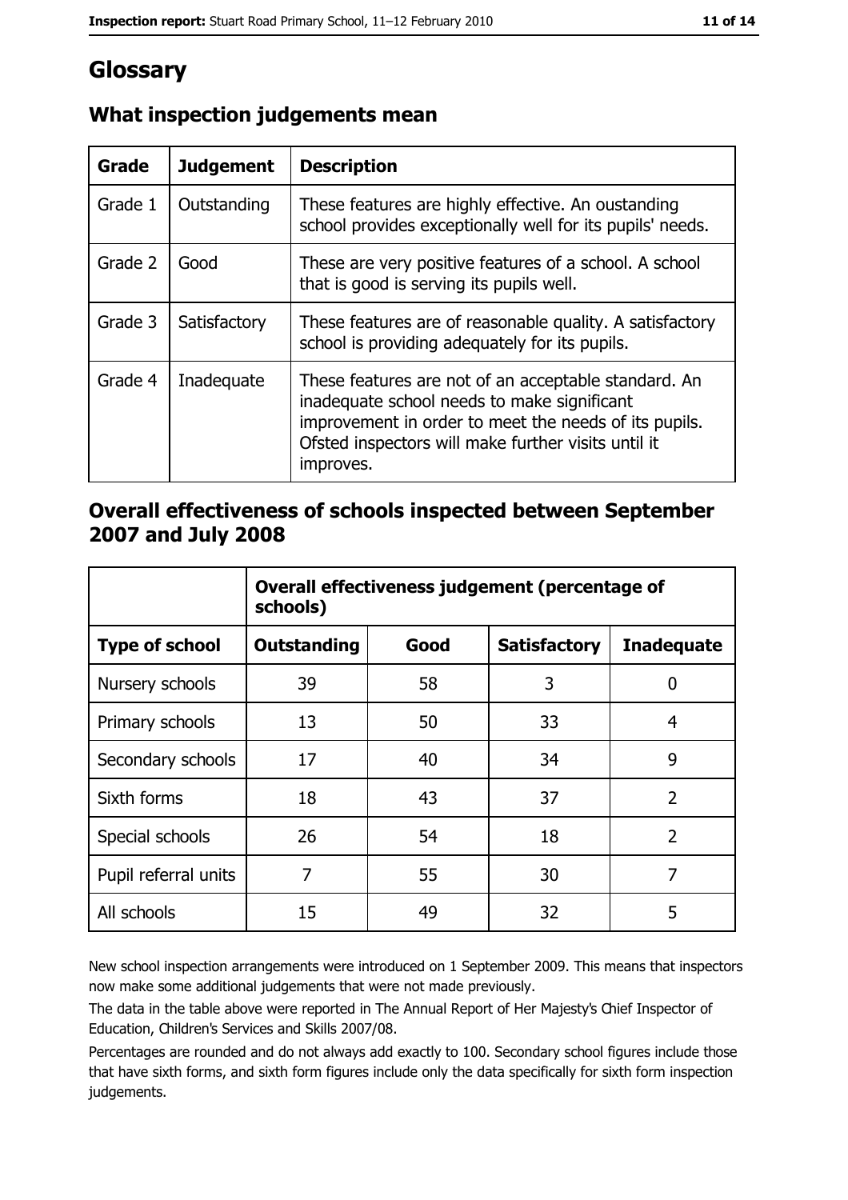# Glossary

## What inspection judgements mean

| Grade | Judgement | Description |
|---|---|---|
| Grade 1 | Outstanding | These features are highly effective. An oustanding school provides exceptionally well for its pupils' needs. |
| Grade 2 | Good | These are very positive features of a school. A school that is good is serving its pupils well. |
| Grade 3 | Satisfactory | These features are of reasonable quality. A satisfactory school is providing adequately for its pupils. |
| Grade 4 | Inadequate | These features are not of an acceptable standard. An inadequate school needs to make significant improvement in order to meet the needs of its pupils. Ofsted inspectors will make further visits until it improves. |

## Overall effectiveness of schools inspected between September 2007 and July 2008

| | Overall effectiveness judgement (percentage of schools) | | | |
|---|---|---|---|---|
| **Type of school** | **Outstanding** | **Good** | **Satisfactory** | **Inadequate** |
| Nursery schools | 39 | 58 | 3 | 0 |
| Primary schools | 13 | 50 | 33 | 4 |
| Secondary schools | 17 | 40 | 34 | 9 |
| Sixth forms | 18 | 43 | 37 | 2 |
| Special schools | 26 | 54 | 18 | 2 |
| Pupil referral units | 7 | 55 | 30 | 7 |
| All schools | 15 | 49 | 32 | 5 |

New school inspection arrangements were introduced on 1 September 2009. This means that inspectors now make some additional judgements that were not made previously.

The data in the table above were reported in The Annual Report of Her Majesty's Chief Inspector of Education, Children's Services and Skills 2007/08.

Percentages are rounded and do not always add exactly to 100. Secondary school figures include those that have sixth forms, and sixth form figures include only the data specifically for sixth form inspection judgements.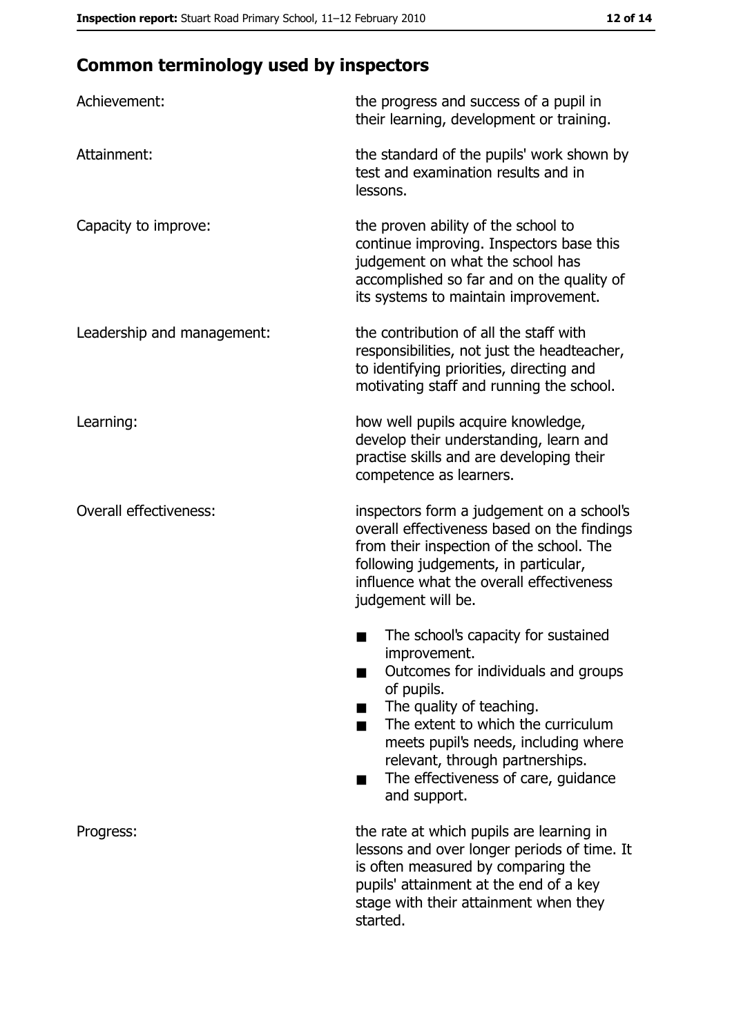## Common terminology used by inspectors

| | |
|---|---|
| Achievement: | the progress and success of a pupil in their learning, development or training. |
| Attainment: | the standard of the pupils' work shown by test and examination results and in lessons. |
| Capacity to improve: | the proven ability of the school to continue improving. Inspectors base this judgement on what the school has accomplished so far and on the quality of its systems to maintain improvement. |
| Leadership and management: | the contribution of all the staff with responsibilities, not just the headteacher, to identifying priorities, directing and motivating staff and running the school. |
| Learning: | how well pupils acquire knowledge, develop their understanding, learn and practise skills and are developing their competence as learners. |
| Overall effectiveness: | inspectors form a judgement on a school's overall effectiveness based on the findings from their inspection of the school. The following judgements, in particular, influence what the overall effectiveness judgement will be.<br>■ The school's capacity for sustained improvement.<br>■ Outcomes for individuals and groups of pupils.<br>■ The quality of teaching.<br>■ The extent to which the curriculum meets pupil's needs, including where relevant, through partnerships.<br>■ The effectiveness of care, guidance and support. |
| Progress: | the rate at which pupils are learning in lessons and over longer periods of time. It is often measured by comparing the pupils' attainment at the end of a key stage with their attainment when they started. |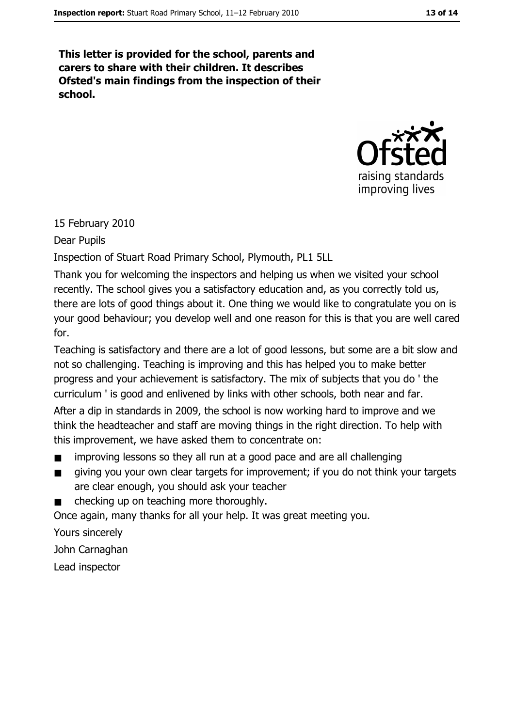**This letter is provided for the school, parents and carers to share with their children. It describes Ofsted's main findings from the inspection of their school.**

Ofsted
raising standards
improving lives

15 February 2010

Dear Pupils

Inspection of Stuart Road Primary School, Plymouth, PL1 5LL

Thank you for welcoming the inspectors and helping us when we visited your school recently. The school gives you a satisfactory education and, as you correctly told us, there are lots of good things about it. One thing we would like to congratulate you on is your good behaviour; you develop well and one reason for this is that you are well cared for.

Teaching is satisfactory and there are a lot of good lessons, but some are a bit slow and not so challenging. Teaching is improving and this has helped you to make better progress and your achievement is satisfactory. The mix of subjects that you do ' the curriculum ' is good and enlivened by links with other schools, both near and far.

After a dip in standards in 2009, the school is now working hard to improve and we think the headteacher and staff are moving things in the right direction. To help with this improvement, we have asked them to concentrate on:

- improving lessons so they all run at a good pace and are all challenging
- giving you your own clear targets for improvement; if you do not think your targets are clear enough, you should ask your teacher
- checking up on teaching more thoroughly.

Once again, many thanks for all your help. It was great meeting you.

Yours sincerely

John Carnaghan

Lead inspector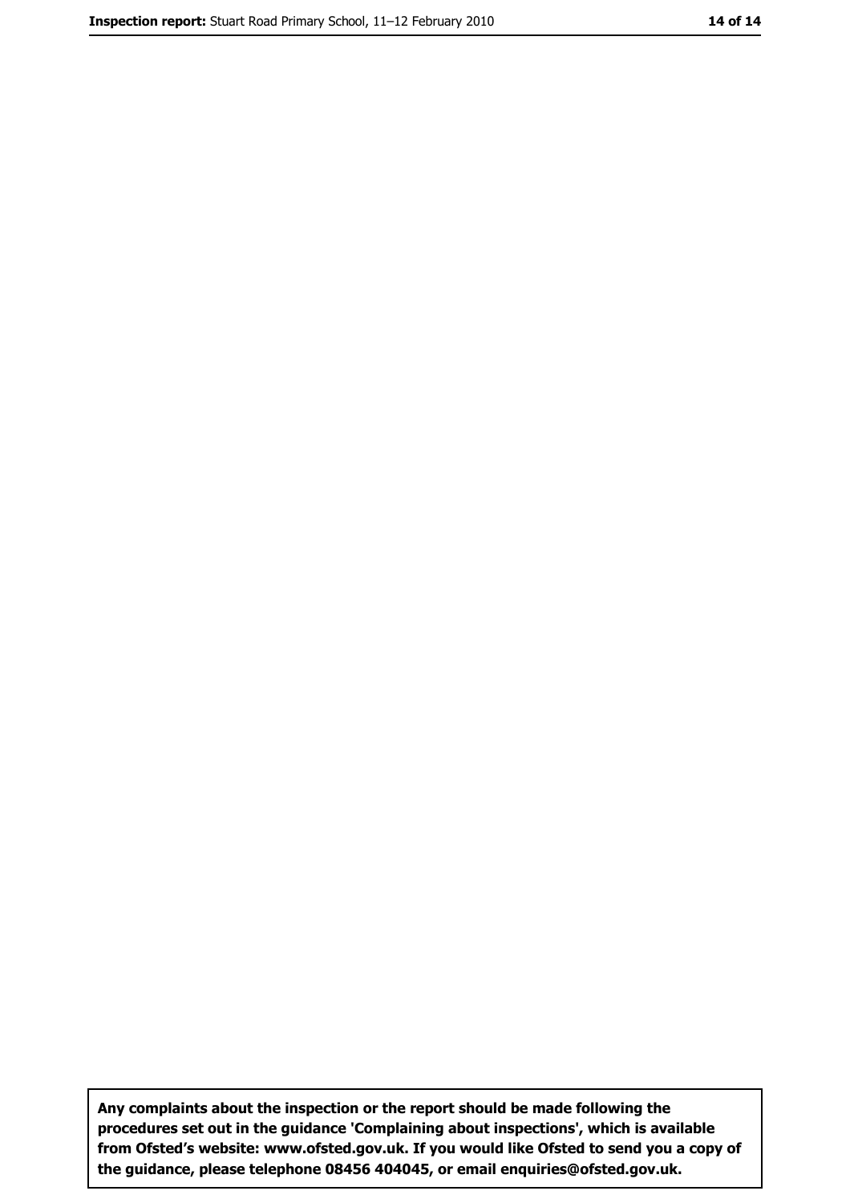**Any complaints about the inspection or the report should be made following the procedures set out in the guidance 'Complaining about inspections', which is available from Ofsted's website: www.ofsted.gov.uk. If you would like Ofsted to send you a copy of the guidance, please telephone 08456 404045, or email enquiries@ofsted.gov.uk.**